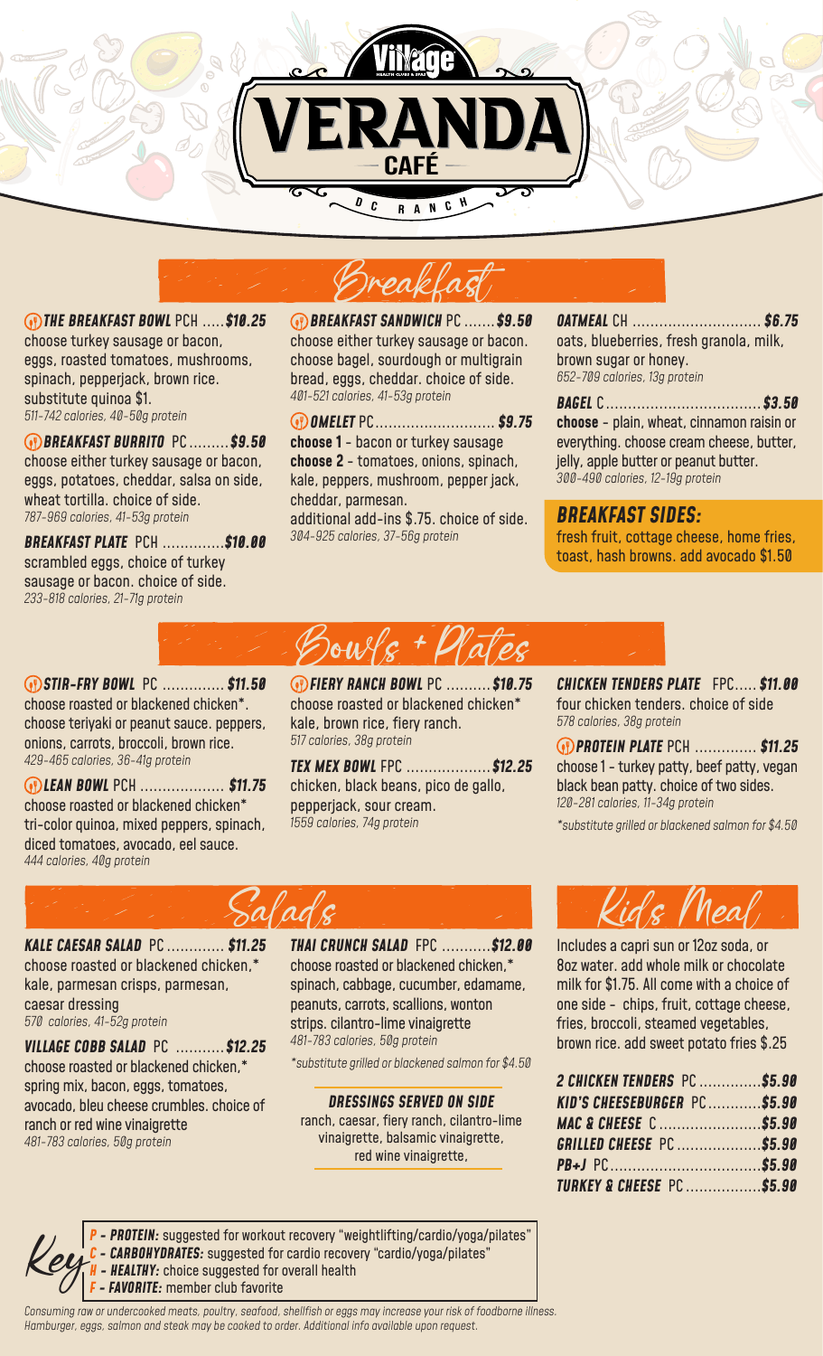# Village VERANDA CAFÉ
DC RANCH

## Breakfast

**THE BREAKFAST BOWL** PCH ..... **$10.25**
choose turkey sausage or bacon, eggs, roasted tomatoes, mushrooms, spinach, pepperjack, brown rice. substitute quinoa $1.
*511-742 calories, 40-50g protein*

**BREAKFAST BURRITO** PC ......... **$9.50**
choose either turkey sausage or bacon, eggs, potatoes, cheddar, salsa on side, wheat tortilla. choice of side.
*787-969 calories, 41-53g protein*

**BREAKFAST PLATE** PCH .............. **$10.00**
scrambled eggs, choice of turkey sausage or bacon. choice of side.
*233-818 calories, 21-71g protein*

**BREAKFAST SANDWICH** PC ....... **$9.50**
choose either turkey sausage or bacon. choose bagel, sourdough or multigrain bread, eggs, cheddar. choice of side.
*401-521 calories, 41-53g protein*

**OMELET** PC ........................... **$9.75**
**choose 1** - bacon or turkey sausage
**choose 2** - tomatoes, onions, spinach, kale, peppers, mushroom, pepper jack, cheddar, parmesan.
additional add-ins $.75. choice of side.
*304-925 calories, 37-56g protein*

**OATMEAL** CH ............................. **$6.75**
oats, blueberries, fresh granola, milk, brown sugar or honey.
*652-709 calories, 13g protein*

**BAGEL** C ................................... **$3.50**
**choose** - plain, wheat, cinnamon raisin or everything. choose cream cheese, butter, jelly, apple butter or peanut butter.
*300-490 calories, 12-19g protein*

### BREAKFAST SIDES:
fresh fruit, cottage cheese, home fries, toast, hash browns. add avocado $1.50

## Bowls + Plates

**STIR-FRY BOWL** PC .............. **$11.50**
choose roasted or blackened chicken*. choose teriyaki or peanut sauce. peppers, onions, carrots, broccoli, brown rice.
*429-465 calories, 36-41g protein*

**LEAN BOWL** PCH ................... **$11.75**
choose roasted or blackened chicken* tri-color quinoa, mixed peppers, spinach, diced tomatoes, avocado, eel sauce.
*444 calories, 40g protein*

**FIERY RANCH BOWL** PC .......... **$10.75**
choose roasted or blackened chicken* kale, brown rice, fiery ranch.
*517 calories, 38g protein*

**TEX MEX BOWL** FPC ................... **$12.25**
chicken, black beans, pico de gallo, pepperjack, sour cream.
*1559 calories, 74g protein*

**CHICKEN TENDERS PLATE** FPC..... **$11.00**
four chicken tenders. choice of side
*578 calories, 38g protein*

**PROTEIN PLATE** PCH .............. **$11.25**
choose 1 - turkey patty, beef patty, vegan black bean patty. choice of two sides.
*120-281 calories, 11-34g protein*

*\*substitute grilled or blackened salmon for $4.50*

## Salads

**KALE CAESAR SALAD** PC ............. **$11.25**
choose roasted or blackened chicken,* kale, parmesan crisps, parmesan, caesar dressing
*570 calories, 41-52g protein*

**VILLAGE COBB SALAD** PC ........... **$12.25**
choose roasted or blackened chicken,* spring mix, bacon, eggs, tomatoes, avocado, bleu cheese crumbles. choice of ranch or red wine vinaigrette
*481-783 calories, 50g protein*

**THAI CRUNCH SALAD** FPC ...........**$12.00**
choose roasted or blackened chicken,* spinach, cabbage, cucumber, edamame, peanuts, carrots, scallions, wonton strips. cilantro-lime vinaigrette
*481-783 calories, 50g protein*

*\*substitute grilled or blackened salmon for $4.50*

**DRESSINGS SERVED ON SIDE**
ranch, caesar, fiery ranch, cilantro-lime vinaigrette, balsamic vinaigrette, red wine vinaigrette,

## Kids Meal

Includes a capri sun or 12oz soda, or 8oz water. add whole milk or chocolate milk for $1.75. All come with a choice of one side - chips, fruit, cottage cheese, fries, broccoli, steamed vegetables, brown rice. add sweet potato fries $.25

**2 CHICKEN TENDERS** PC .............. **$5.90**
**KID'S CHEESEBURGER** PC ............ **$5.90**
**MAC & CHEESE** C ....................... **$5.90**
**GRILLED CHEESE** PC ................... **$5.90**
**PB+J** PC ................................. **$5.90**
**TURKEY & CHEESE** PC ................. **$5.90**

## Key
**P - PROTEIN:** suggested for workout recovery "weightlifting/cardio/yoga/pilates"
**C - CARBOHYDRATES:** suggested for cardio recovery "cardio/yoga/pilates"
**H - HEALTHY:** choice suggested for overall health
**F - FAVORITE:** member club favorite

*Consuming raw or undercooked meats, poultry, seafood, shellfish or eggs may increase your risk of foodborne illness. Hamburger, eggs, salmon and steak may be cooked to order. Additional info available upon request.*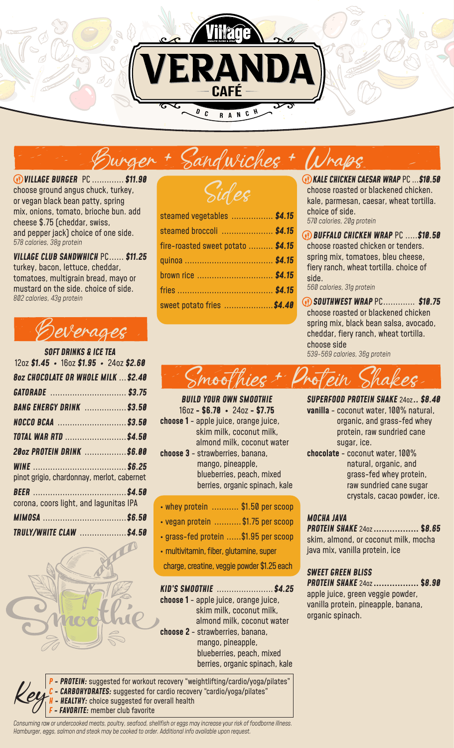# VERANDA CAFÉ

Village Health Clubs & Spas · DC Ranch

## Burger + Sandwiches + Wraps

**VILLAGE BURGER** PC ............. **$11.90**
choose ground angus chuck, turkey, or vegan black bean patty, spring mix, onions, tomato, brioche bun. add cheese $.75 (cheddar, swiss, and pepper jack) choice of one side.
*578 calories, 38g protein*

**VILLAGE CLUB SANDWHICH** PC...... **$11.25**
turkey, bacon, lettuce, cheddar, tomatoes, multigrain bread, mayo or mustard on the side. choice of side.
*802 calories, 43g protein*

**KALE CHICKEN CAESAR WRAP** PC ...**$10.50**
choose roasted or blackened chicken. kale, parmesan, caesar, wheat tortilla. choice of side.
*570 calories, 20g protein*

**BUFFALO CHICKEN WRAP** PC .....**$10.50**
choose roasted chicken or tenders. spring mix, tomatoes, bleu cheese, fiery ranch, wheat tortilla. choice of side.
*560 calories, 31g protein*

**SOUTHWEST WRAP** PC............. **$10.75**
choose roasted or blackened chicken spring mix, black bean salsa, avocado, cheddar, fiery ranch, wheat tortilla. choose side
*539-569 calories, 36g protein*

## Sides

| | |
|---|---|
| steamed vegetables | $4.15 |
| steamed broccoli | $4.15 |
| fire-roasted sweet potato | $4.15 |
| quinoa | $4.15 |
| brown rice | $4.15 |
| fries | $4.15 |
| sweet potato fries | $4.40 |

## Beverages

**SOFT DRINKS & ICE TEA**
12oz **$1.45** • 16oz **$1.95** • 24oz **$2.60**

**8oz CHOCOLATE OR WHOLE MILK** ... **$2.40**

**GATORADE** ............ **$3.75**

**BANG ENERGY DRINK** ............ **$3.50**

**NOCCO BCAA** ............ **$3.50**

**TOTAL WAR RTD** ............ **$4.50**

**20oz PROTEIN DRINK** ............ **$6.00**

**WINE** ............ **$6.25**
pinot grigio, chardonnay, merlot, cabernet

**BEER** ............ **$4.50**
corona, coors light, and lagunitas IPA

**MIMOSA** ............ **$6.50**

**TRULY/WHITE CLAW** ............ **$4.50**

## Smoothies + Protein Shakes

**BUILD YOUR OWN SMOOTHIE**
16oz - **$6.70** • 24oz - **$7.75**

**choose 1** - apple juice, orange juice, skim milk, coconut milk, almond milk, coconut water

**choose 3** - strawberries, banana, mango, pineapple, blueberries, peach, mixed berries, organic spinach, kale

- whey protein ........... $1.50 per scoop
- vegan protein ........... $1.75 per scoop
- grass-fed protein ......$1.95 per scoop
- multivitamin, fiber, glutamine, super charge, creatine, veggie powder $1.25 each

**KID'S SMOOTHIE** ............ **$4.25**

**choose 1** - apple juice, orange juice, skim milk, coconut milk, almond milk, coconut water

**choose 2** - strawberries, banana, mango, pineapple, blueberries, peach, mixed berries, organic spinach, kale

**SUPERFOOD PROTEIN SHAKE** 24oz.. **$8.40**

**vanilla** - coconut water, 100% natural, organic, and grass-fed whey protein, raw sundried cane sugar, ice.

**chocolate** - coconut water, 100% natural, organic, and grass-fed whey protein, raw sundried cane sugar crystals, cacao powder, ice.

**MOCHA JAVA PROTEIN SHAKE** 24oz ............ **$8.65**
skim, almond, or coconut milk, mocha java mix, vanilla protein, ice

**SWEET GREEN BLISS PROTEIN SHAKE** 24oz ............ **$8.90**
apple juice, green veggie powder, vanilla protein, pineapple, banana, organic spinach.

## Key

**P - PROTEIN:** suggested for workout recovery "weightlifting/cardio/yoga/pilates"
**C - CARBOHYDRATES:** suggested for cardio recovery "cardio/yoga/pilates"
**H - HEALTHY:** choice suggested for overall health
**F - FAVORITE:** member club favorite

*Consuming raw or undercooked meats, poultry, seafood, shellfish or eggs may increase your risk of foodborne illness. Hamburger, eggs, salmon and steak may be cooked to order. Additional info available upon request.*